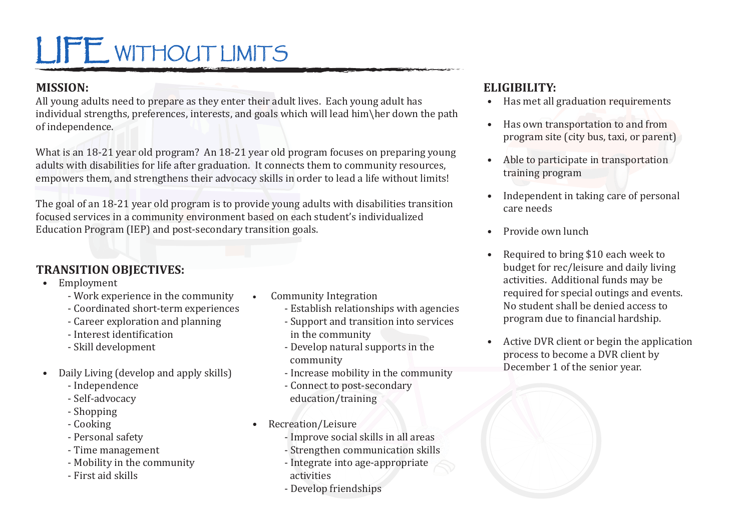# LIFE WITHOUT LIMITS

## MISSION:

All young adults need to prepare as they enter their adult lives. Each young adult has individual strengths, preferences, interests, and goals which will lead him\her down the path of independence.

What is an 18-21 year old program? An 18-21 year old program focuses on preparing young adults with disabilities for life after graduation. It connects them to community resources, empowers them, and strengthens their advocacy skills in order to lead a life without limits!

The goal of an 18-21 year old program is to provide young adults with disabilities transition focused services in a community environment based on each student's individualized Education Program (IEP) and post-secondary transition goals.

## TRANSITION OBJECTIVES:

- Employment
  - Work experience in the community
  - Coordinated short-term experiences
  - Career exploration and planning
  - Interest identification
  - Skill development
- Daily Living (develop and apply skills)
  - Independence
  - Self-advocacy
  - Shopping
  - Cooking
  - Personal safety
  - Time management
  - Mobility in the community
  - First aid skills
- Community Integration
  - Establish relationships with agencies
  - Support and transition into services in the community
  - Develop natural supports in the community
  - Increase mobility in the community
  - Connect to post-secondary education/training
- Recreation/Leisure
  - Improve social skills in all areas
  - Strengthen communication skills
  - Integrate into age-appropriate activities
  - Develop friendships

## ELIGIBILITY:

- Has met all graduation requirements
- Has own transportation to and from program site (city bus, taxi, or parent)
- Able to participate in transportation training program
- Independent in taking care of personal care needs
- Provide own lunch
- Required to bring $10 each week to budget for rec/leisure and daily living activities. Additional funds may be required for special outings and events. No student shall be denied access to program due to financial hardship.
- Active DVR client or begin the application process to become a DVR client by December 1 of the senior year.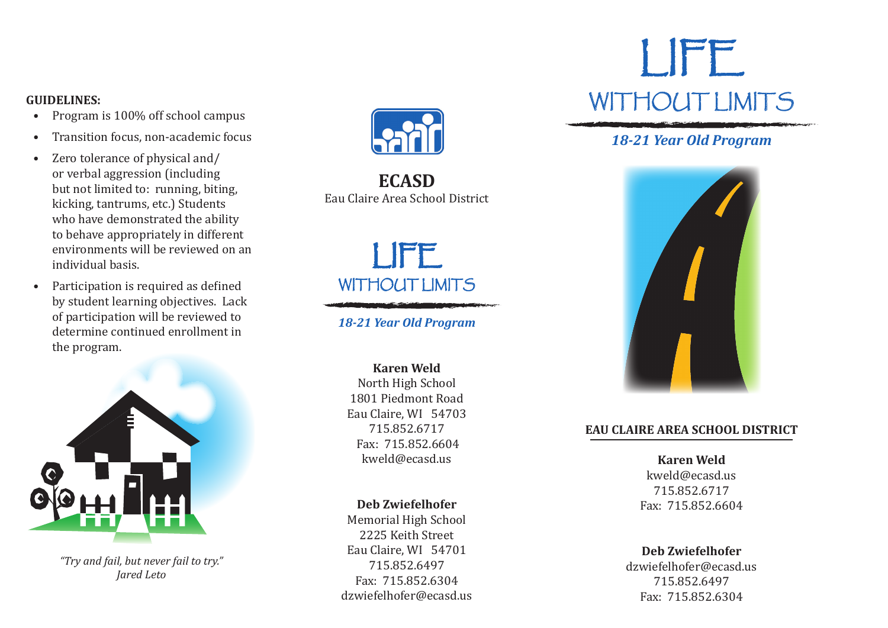**GUIDELINES:**

- Program is 100% off school campus
- Transition focus, non-academic focus
- Zero tolerance of physical and/or verbal aggression (including but not limited to: running, biting, kicking, tantrums, etc.) Students who have demonstrated the ability to behave appropriately in different environments will be reviewed on an individual basis.
- Participation is required as defined by student learning objectives. Lack of participation will be reviewed to determine continued enrollment in the program.

*"Try and fail, but never fail to try."*
*Jared Leto*

**ECASD**
Eau Claire Area School District

LIFE
WITHOUT LIMITS

*18-21 Year Old Program*

**Karen Weld**
North High School
1801 Piedmont Road
Eau Claire, WI 54703
715.852.6717
Fax: 715.852.6604
kweld@ecasd.us

**Deb Zwiefelhofer**
Memorial High School
2225 Keith Street
Eau Claire, WI 54701
715.852.6497
Fax: 715.852.6304
dzwiefelhofer@ecasd.us

# LIFE
## WITHOUT LIMITS

*18-21 Year Old Program*

**EAU CLAIRE AREA SCHOOL DISTRICT**

**Karen Weld**
kweld@ecasd.us
715.852.6717
Fax: 715.852.6604

**Deb Zwiefelhofer**
dzwiefelhofer@ecasd.us
715.852.6497
Fax: 715.852.6304